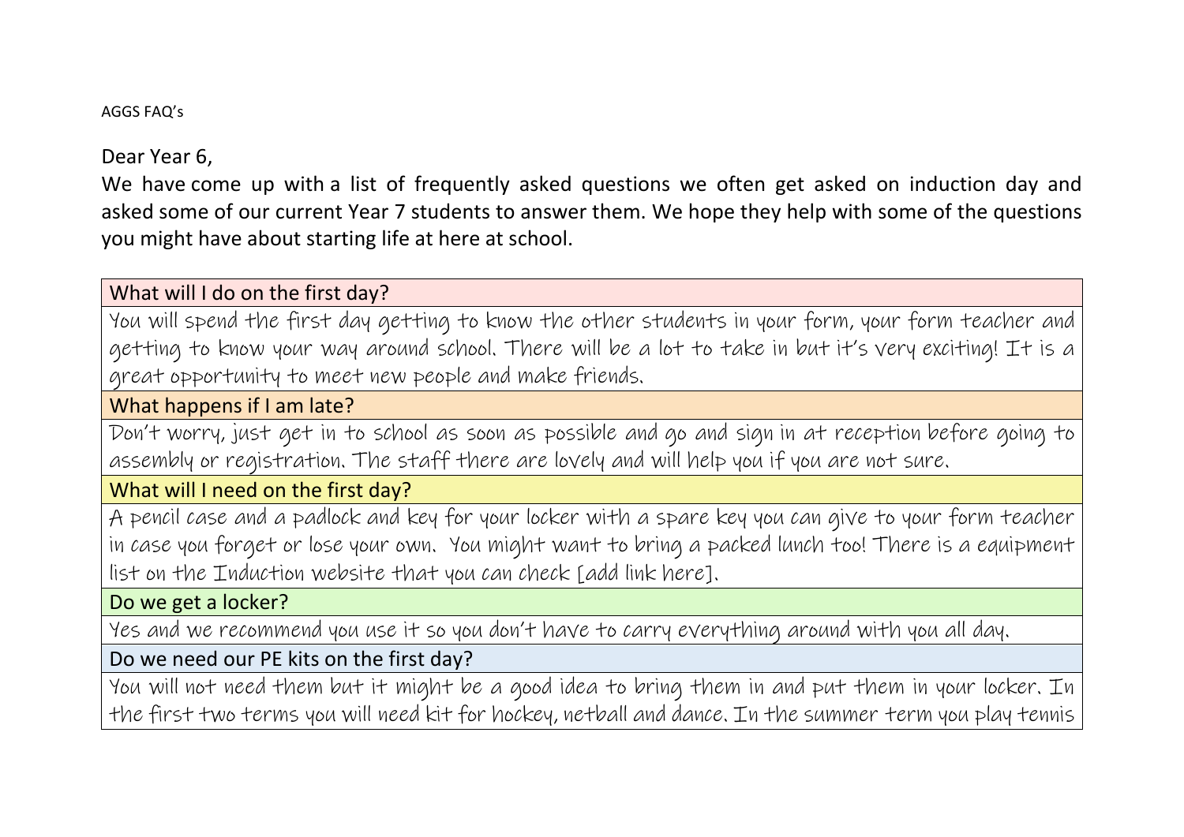AGGS FAQ's

Dear Year 6,

We have come up with a list of frequently asked questions we often get asked on induction day and asked some of our current Year 7 students to answer them. We hope they help with some of the questions you might have about starting life at here at school.

| What will I do on the first day? |
| --- |
| You will spend the first day getting to know the other students in your form, your form teacher and getting to know your way around school. There will be a lot to take in but it's very exciting! It is a great opportunity to meet new people and make friends. |
| **What happens if I am late?** |
| Don't worry, just get in to school as soon as possible and go and sign in at reception before going to assembly or registration. The staff there are lovely and will help you if you are not sure. |
| **What will I need on the first day?** |
| A pencil case and a padlock and key for your locker with a spare key you can give to your form teacher in case you forget or lose your own. You might want to bring a packed lunch too! There is a equipment list on the Induction website that you can check [add link here]. |
| **Do we get a locker?** |
| Yes and we recommend you use it so you don't have to carry everything around with you all day. |
| **Do we need our PE kits on the first day?** |
| You will not need them but it might be a good idea to bring them in and put them in your locker. In the first two terms you will need kit for hockey, netball and dance. In the summer term you play tennis |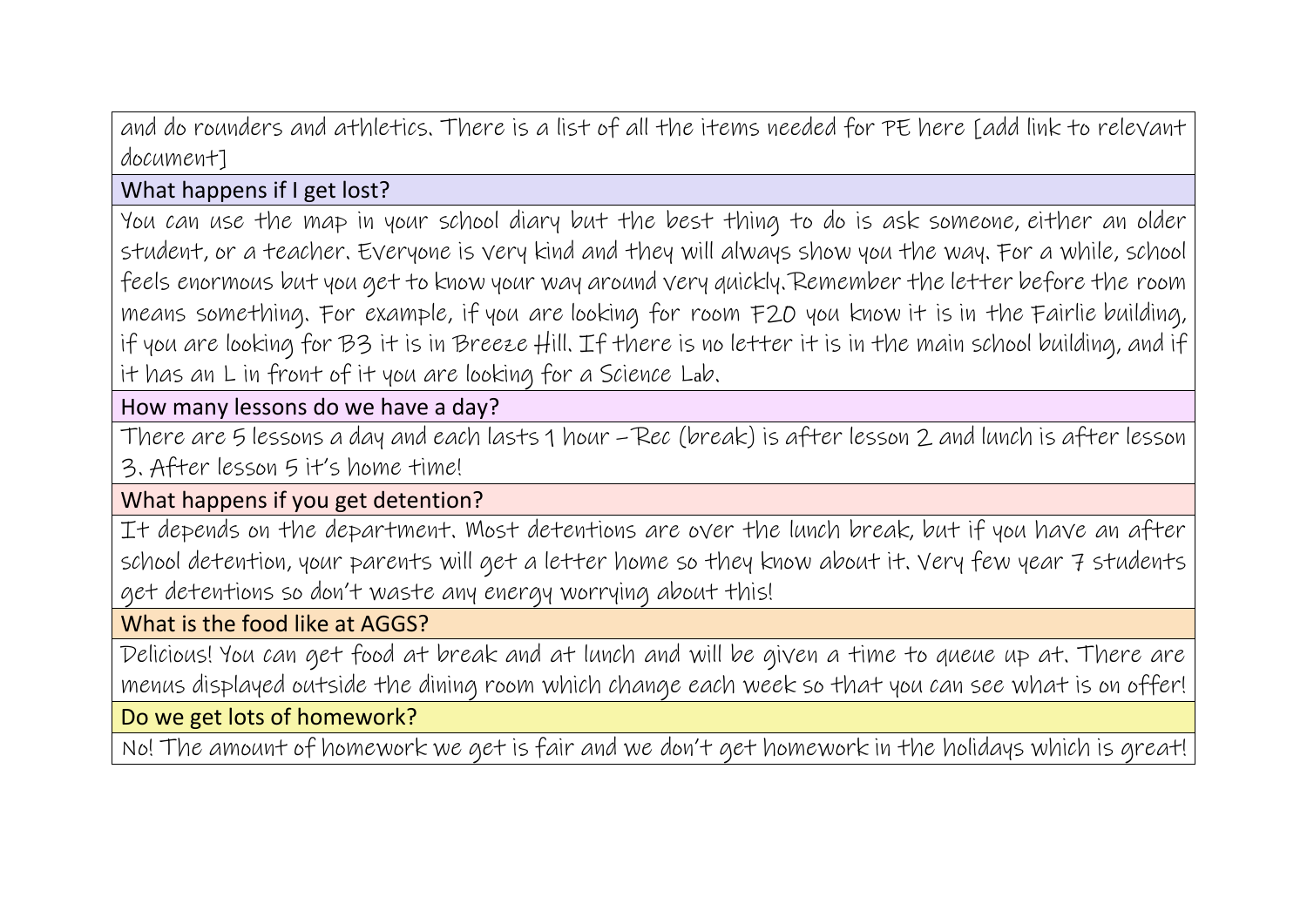and do rounders and athletics. There is a list of all the items needed for PE here [add link to relevant document]

**What happens if I get lost?**

You can use the map in your school diary but the best thing to do is ask someone, either an older student, or a teacher. Everyone is very kind and they will always show you the way. For a while, school feels enormous but you get to know your way around very quickly. Remember the letter before the room means something. For example, if you are looking for room F20 you know it is in the Fairlie building, if you are looking for B3 it is in Breeze Hill. If there is no letter it is in the main school building, and if it has an L in front of it you are looking for a Science Lab.

**How many lessons do we have a day?**

There are 5 lessons a day and each lasts 1 hour – Rec (break) is after lesson 2 and lunch is after lesson 3. After lesson 5 it's home time!

**What happens if you get detention?**

It depends on the department. Most detentions are over the lunch break, but if you have an after school detention, your parents will get a letter home so they know about it. Very few year 7 students get detentions so don't waste any energy worrying about this!

**What is the food like at AGGS?**

Delicious! You can get food at break and at lunch and will be given a time to queue up at. There are menus displayed outside the dining room which change each week so that you can see what is on offer!

**Do we get lots of homework?**

No! The amount of homework we get is fair and we don't get homework in the holidays which is great!